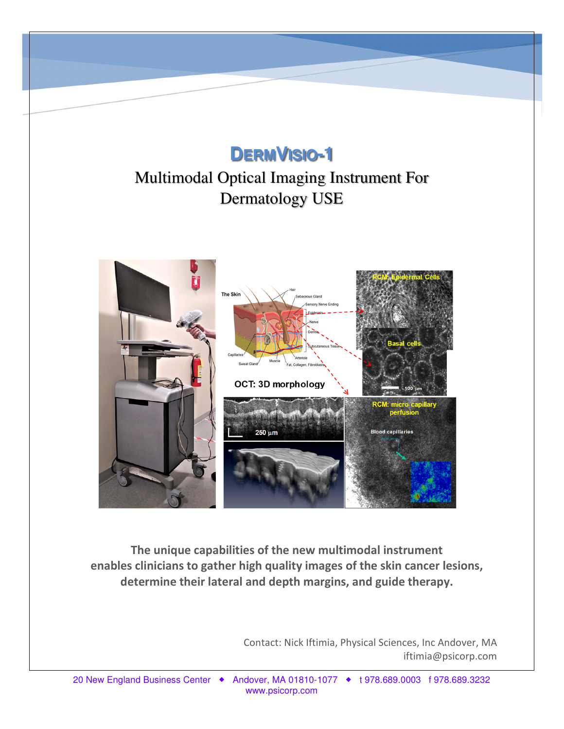# DermVisio-1

## Multimodal Optical Imaging Instrument For Dermatology USE

**The unique capabilities of the new multimodal instrument enables clinicians to gather high quality images of the skin cancer lesions, determine their lateral and depth margins, and guide therapy.**

Contact: Nick Iftimia, Physical Sciences, Inc Andover, MA
iftimia@psicorp.com

20 New England Business Center ◆ Andover, MA 01810-1077 ◆ t 978.689.0003 f 978.689.3232
www.psicorp.com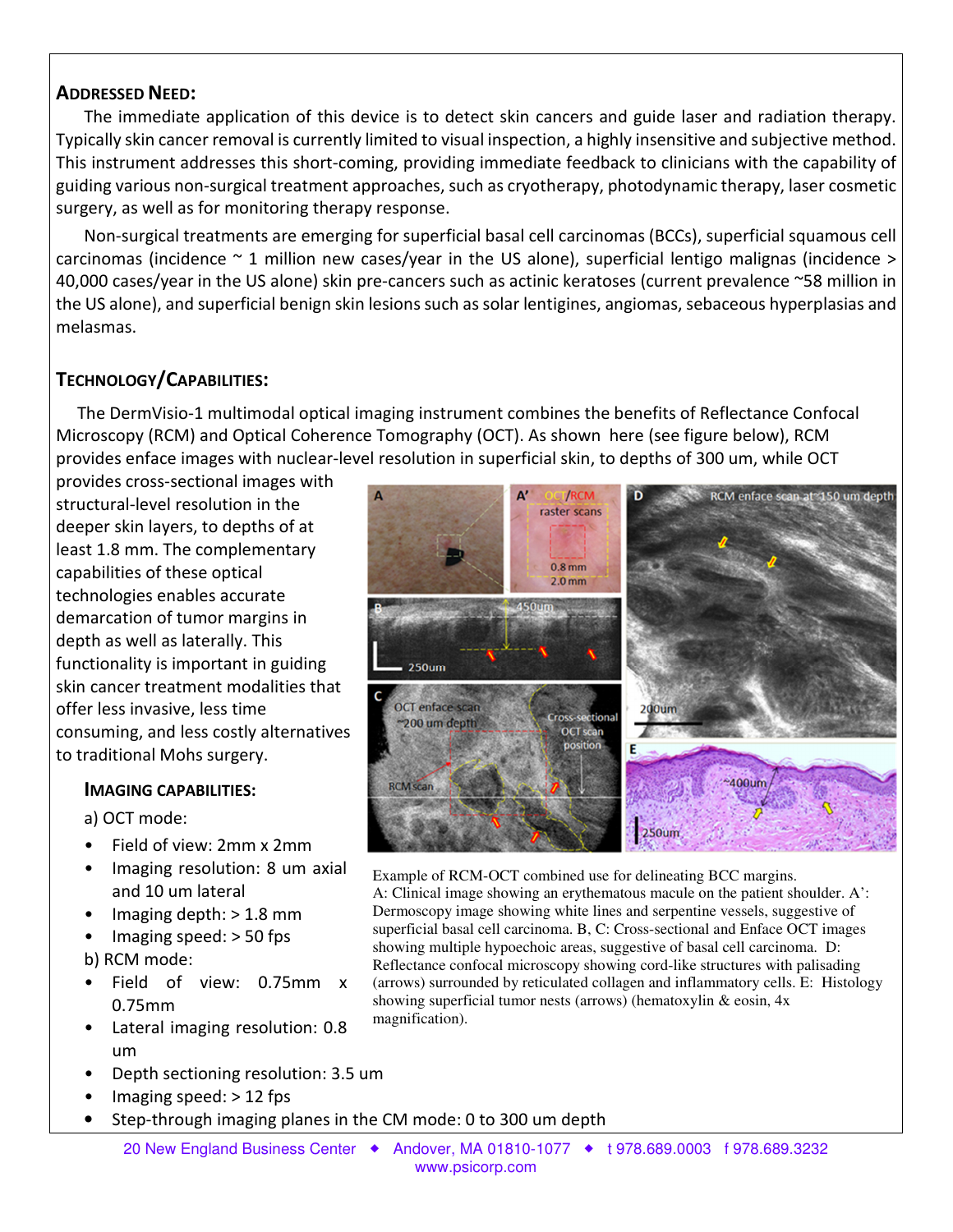## Addressed Need:

The immediate application of this device is to detect skin cancers and guide laser and radiation therapy. Typically skin cancer removal is currently limited to visual inspection, a highly insensitive and subjective method. This instrument addresses this short-coming, providing immediate feedback to clinicians with the capability of guiding various non-surgical treatment approaches, such as cryotherapy, photodynamic therapy, laser cosmetic surgery, as well as for monitoring therapy response.

Non-surgical treatments are emerging for superficial basal cell carcinomas (BCCs), superficial squamous cell carcinomas (incidence ~ 1 million new cases/year in the US alone), superficial lentigo malignas (incidence > 40,000 cases/year in the US alone) skin pre-cancers such as actinic keratoses (current prevalence ~58 million in the US alone), and superficial benign skin lesions such as solar lentigines, angiomas, sebaceous hyperplasias and melasmas.

## Technology/Capabilities:

The DermVisio-1 multimodal optical imaging instrument combines the benefits of Reflectance Confocal Microscopy (RCM) and Optical Coherence Tomography (OCT). As shown here (see figure below), RCM provides enface images with nuclear-level resolution in superficial skin, to depths of 300 um, while OCT provides cross-sectional images with structural-level resolution in the deeper skin layers, to depths of at least 1.8 mm. The complementary capabilities of these optical technologies enables accurate demarcation of tumor margins in depth as well as laterally. This functionality is important in guiding skin cancer treatment modalities that offer less invasive, less time consuming, and less costly alternatives to traditional Mohs surgery.

Example of RCM-OCT combined use for delineating BCC margins.
A: Clinical image showing an erythematous macule on the patient shoulder. A': Dermoscopy image showing white lines and serpentine vessels, suggestive of superficial basal cell carcinoma. B, C: Cross-sectional and Enface OCT images showing multiple hypoechoic areas, suggestive of basal cell carcinoma. D: Reflectance confocal microscopy showing cord-like structures with palisading (arrows) surrounded by reticulated collagen and inflammatory cells. E: Histology showing superficial tumor nests (arrows) (hematoxylin & eosin, 4x magnification).

### Imaging Capabilities:

a) OCT mode:

- Field of view: 2mm x 2mm
- Imaging resolution: 8 um axial and 10 um lateral
- Imaging depth: > 1.8 mm
- Imaging speed: > 50 fps

b) RCM mode:

- Field of view: 0.75mm x 0.75mm
- Lateral imaging resolution: 0.8 um
- Depth sectioning resolution: 3.5 um
- Imaging speed: > 12 fps
- Step-through imaging planes in the CM mode: 0 to 300 um depth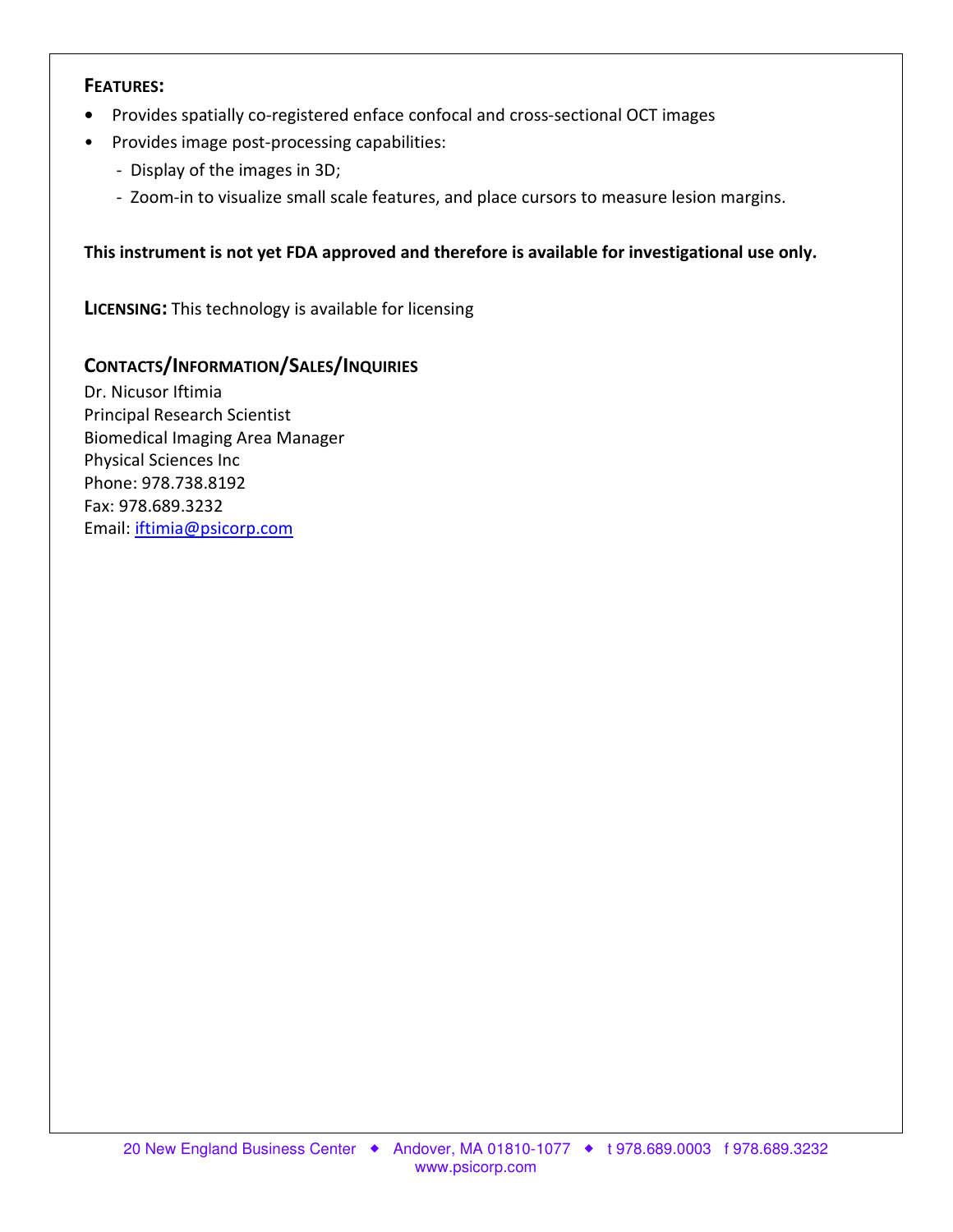### FEATURES:

- Provides spatially co-registered enface confocal and cross-sectional OCT images
- Provides image post-processing capabilities:
  - Display of the images in 3D;
  - Zoom-in to visualize small scale features, and place cursors to measure lesion margins.

**This instrument is not yet FDA approved and therefore is available for investigational use only.**

**LICENSING:** This technology is available for licensing

### CONTACTS/INFORMATION/SALES/INQUIRIES

Dr. Nicusor Iftimia
Principal Research Scientist
Biomedical Imaging Area Manager
Physical Sciences Inc
Phone: 978.738.8192
Fax: 978.689.3232
Email: iftimia@psicorp.com

20 New England Business Center ◆ Andover, MA 01810-1077 ◆ t 978.689.0003 f 978.689.3232
www.psicorp.com